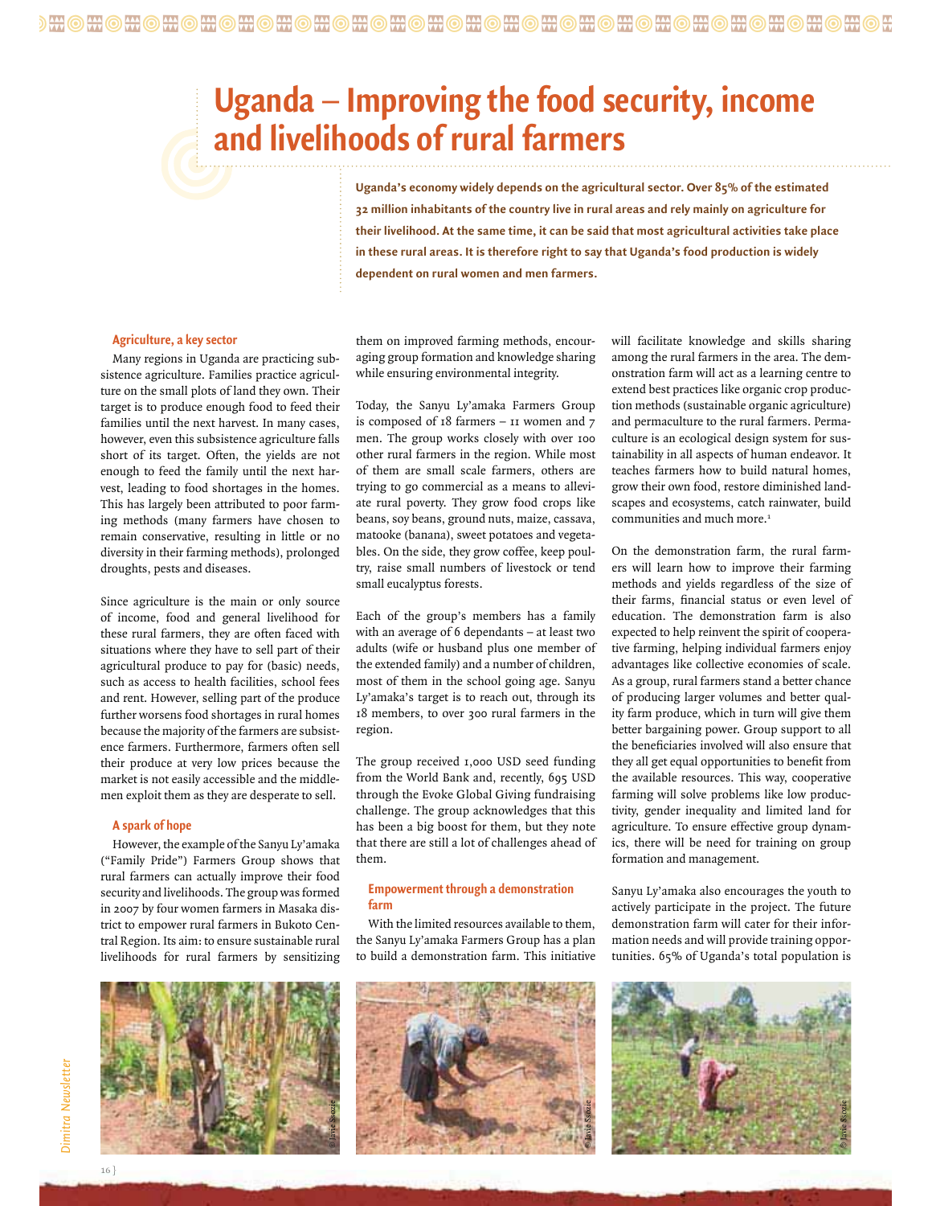# Uganda – Improving the food security, income and livelihoods of rural farmers

**Uganda's economy widely depends on the agricultural sector. Over 85% of the estimated 32 million inhabitants of the country live in rural areas and rely mainly on agriculture for their livelihood. At the same time, it can be said that most agricultural activities take place in these rural areas. It is therefore right to say that Uganda's food production is widely dependent on rural women and men farmers.**

## Agriculture, a key sector

Many regions in Uganda are practicing subsistence agriculture. Families practice agriculture on the small plots of land they own. Their target is to produce enough food to feed their families until the next harvest. In many cases, however, even this subsistence agriculture falls short of its target. Often, the yields are not enough to feed the family until the next harvest, leading to food shortages in the homes. This has largely been attributed to poor farming methods (many farmers have chosen to remain conservative, resulting in little or no diversity in their farming methods), prolonged droughts, pests and diseases.

Since agriculture is the main or only source of income, food and general livelihood for these rural farmers, they are often faced with situations where they have to sell part of their agricultural produce to pay for (basic) needs, such as access to health facilities, school fees and rent. However, selling part of the produce further worsens food shortages in rural homes because the majority of the farmers are subsistence farmers. Furthermore, farmers often sell their produce at very low prices because the market is not easily accessible and the middlemen exploit them as they are desperate to sell.

## A spark of hope

However, the example of the Sanyu Ly'amaka ("Family Pride") Farmers Group shows that rural farmers can actually improve their food security and livelihoods. The group was formed in 2007 by four women farmers in Masaka district to empower rural farmers in Bukoto Central Region. Its aim: to ensure sustainable rural livelihoods for rural farmers by sensitizing them on improved farming methods, encouraging group formation and knowledge sharing while ensuring environmental integrity.

Today, the Sanyu Ly'amaka Farmers Group is composed of 18 farmers – 11 women and 7 men. The group works closely with over 100 other rural farmers in the region. While most of them are small scale farmers, others are trying to go commercial as a means to alleviate rural poverty. They grow food crops like beans, soy beans, ground nuts, maize, cassava, matooke (banana), sweet potatoes and vegetables. On the side, they grow coffee, keep poultry, raise small numbers of livestock or tend small eucalyptus forests.

Each of the group's members has a family with an average of 6 dependants – at least two adults (wife or husband plus one member of the extended family) and a number of children, most of them in the school going age. Sanyu Ly'amaka's target is to reach out, through its 18 members, to over 300 rural farmers in the region.

The group received 1,000 USD seed funding from the World Bank and, recently, 695 USD through the Evoke Global Giving fundraising challenge. The group acknowledges that this has been a big boost for them, but they note that there are still a lot of challenges ahead of them.

## Empowerment through a demonstration farm

With the limited resources available to them, the Sanyu Ly'amaka Farmers Group has a plan to build a demonstration farm. This initiative will facilitate knowledge and skills sharing among the rural farmers in the area. The demonstration farm will act as a learning centre to extend best practices like organic crop production methods (sustainable organic agriculture) and permaculture to the rural farmers. Permaculture is an ecological design system for sustainability in all aspects of human endeavor. It teaches farmers how to build natural homes, grow their own food, restore diminished landscapes and ecosystems, catch rainwater, build communities and much more.[1]

On the demonstration farm, the rural farmers will learn how to improve their farming methods and yields regardless of the size of their farms, financial status or even level of education. The demonstration farm is also expected to help reinvent the spirit of cooperative farming, helping individual farmers enjoy advantages like collective economies of scale. As a group, rural farmers stand a better chance of producing larger volumes and better quality farm produce, which in turn will give them better bargaining power. Group support to all the beneficiaries involved will also ensure that they all get equal opportunities to benefit from the available resources. This way, cooperative farming will solve problems like low productivity, gender inequality and limited land for agriculture. To ensure effective group dynamics, there will be need for training on group formation and management.

Sanyu Ly'amaka also encourages the youth to actively participate in the project. The future demonstration farm will cater for their information needs and will provide training opportunities. 65% of Uganda's total population is

© Javie Ssozie

© Javie Ssozie

© Javie Ssozie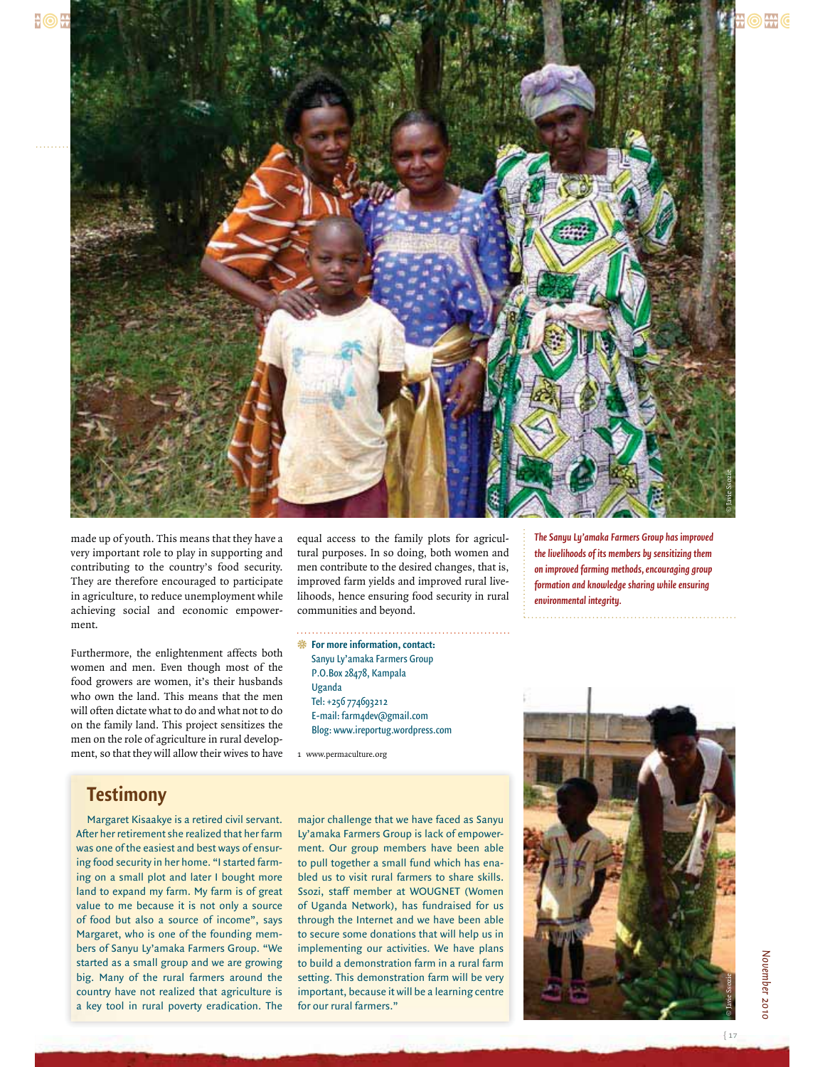made up of youth. This means that they have a very important role to play in supporting and contributing to the country's food security. They are therefore encouraged to participate in agriculture, to reduce unemployment while achieving social and economic empowerment.

Furthermore, the enlightenment affects both women and men. Even though most of the food growers are women, it's their husbands who own the land. This means that the men will often dictate what to do and what not to do on the family land. This project sensitizes the men on the role of agriculture in rural development, so that they will allow their wives to have equal access to the family plots for agricultural purposes. In so doing, both women and men contribute to the desired changes, that is, improved farm yields and improved rural livelihoods, hence ensuring food security in rural communities and beyond.

**For more information, contact:**
Sanyu Ly'amaka Farmers Group
P.O.Box 28478, Kampala
Uganda
Tel: +256 774693212
E-mail: farm4dev@gmail.com
Blog: www.ireportug.wordpress.com

1 www.permaculture.org

*The Sanyu Ly'amaka Farmers Group has improved the livelihoods of its members by sensitizing them on improved farming methods, encouraging group formation and knowledge sharing while ensuring environmental integrity.*

## Testimony

Margaret Kisaakye is a retired civil servant. After her retirement she realized that her farm was one of the easiest and best ways of ensuring food security in her home. "I started farming on a small plot and later I bought more land to expand my farm. My farm is of great value to me because it is not only a source of food but also a source of income", says Margaret, who is one of the founding members of Sanyu Ly'amaka Farmers Group. "We started as a small group and we are growing big. Many of the rural farmers around the country have not realized that agriculture is a key tool in rural poverty eradication. The major challenge that we have faced as Sanyu Ly'amaka Farmers Group is lack of empowerment. Our group members have been able to pull together a small fund which has enabled us to visit rural farmers to share skills. Ssozi, staff member at WOUGNET (Women of Uganda Network), has fundraised for us through the Internet and we have been able to secure some donations that will help us in implementing our activities. We have plans to build a demonstration farm in a rural farm setting. This demonstration farm will be very important, because it will be a learning centre for our rural farmers."